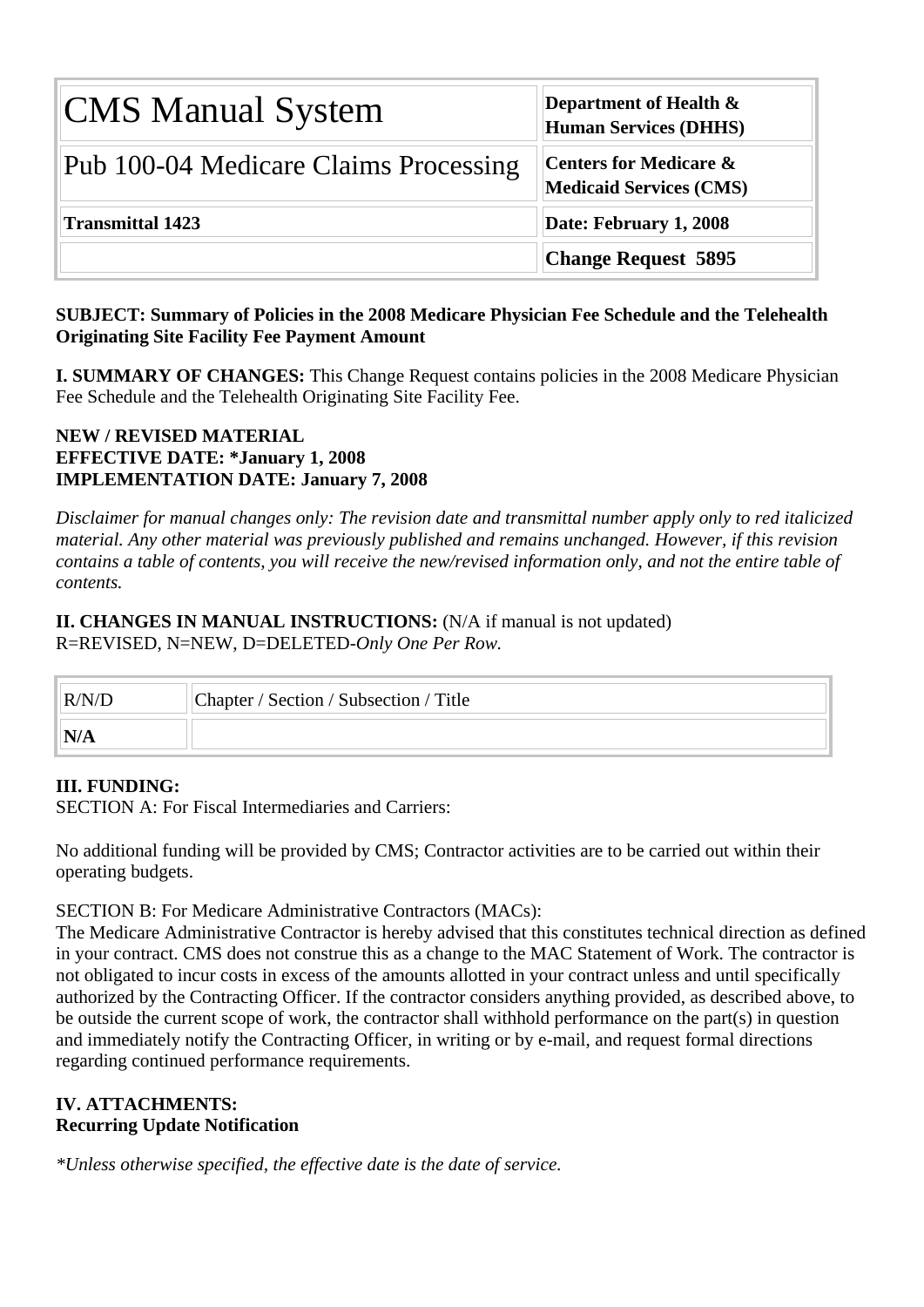| CMS Manual System | **Department of Health & Human Services (DHHS)** |
|---|---|
| Pub 100-04 Medicare Claims Processing | **Centers for Medicare & Medicaid Services (CMS)** |
| **Transmittal 1423** | **Date: February 1, 2008** |
| | **Change Request 5895** |

**SUBJECT: Summary of Policies in the 2008 Medicare Physician Fee Schedule and the Telehealth Originating Site Facility Fee Payment Amount**

**I. SUMMARY OF CHANGES:** This Change Request contains policies in the 2008 Medicare Physician Fee Schedule and the Telehealth Originating Site Facility Fee.

**NEW / REVISED MATERIAL**
**EFFECTIVE DATE: *January 1, 2008**
**IMPLEMENTATION DATE: January 7, 2008**

*Disclaimer for manual changes only: The revision date and transmittal number apply only to red italicized material. Any other material was previously published and remains unchanged. However, if this revision contains a table of contents, you will receive the new/revised information only, and not the entire table of contents.*

**II. CHANGES IN MANUAL INSTRUCTIONS:** (N/A if manual is not updated)
R=REVISED, N=NEW, D=DELETED-*Only One Per Row.*

| R/N/D | Chapter / Section / Subsection / Title |
|---|---|
| **N/A** | |

**III. FUNDING:**
SECTION A: For Fiscal Intermediaries and Carriers:

No additional funding will be provided by CMS; Contractor activities are to be carried out within their operating budgets.

SECTION B: For Medicare Administrative Contractors (MACs):
The Medicare Administrative Contractor is hereby advised that this constitutes technical direction as defined in your contract. CMS does not construe this as a change to the MAC Statement of Work. The contractor is not obligated to incur costs in excess of the amounts allotted in your contract unless and until specifically authorized by the Contracting Officer. If the contractor considers anything provided, as described above, to be outside the current scope of work, the contractor shall withhold performance on the part(s) in question and immediately notify the Contracting Officer, in writing or by e-mail, and request formal directions regarding continued performance requirements.

**IV. ATTACHMENTS:**
**Recurring Update Notification**

**Unless otherwise specified, the effective date is the date of service.*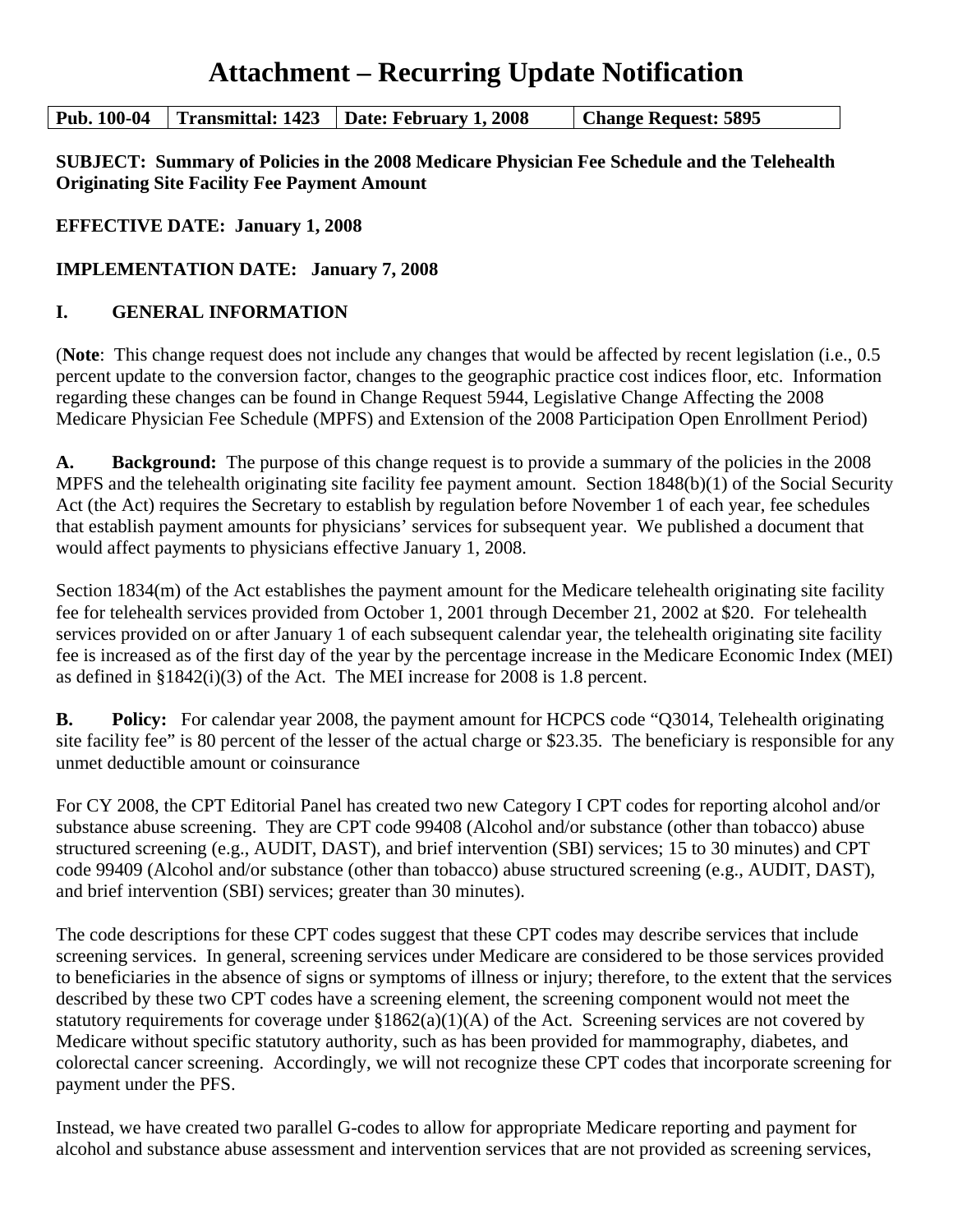# Attachment – Recurring Update Notification

| Pub. 100-04 | Transmittal: 1423 | Date: February 1, 2008 | Change Request: 5895 |
|---|---|---|---|

**SUBJECT: Summary of Policies in the 2008 Medicare Physician Fee Schedule and the Telehealth Originating Site Facility Fee Payment Amount**

**EFFECTIVE DATE: January 1, 2008**

**IMPLEMENTATION DATE: January 7, 2008**

## I. GENERAL INFORMATION

(**Note**: This change request does not include any changes that would be affected by recent legislation (i.e., 0.5 percent update to the conversion factor, changes to the geographic practice cost indices floor, etc. Information regarding these changes can be found in Change Request 5944, Legislative Change Affecting the 2008 Medicare Physician Fee Schedule (MPFS) and Extension of the 2008 Participation Open Enrollment Period)

**A. Background:** The purpose of this change request is to provide a summary of the policies in the 2008 MPFS and the telehealth originating site facility fee payment amount. Section 1848(b)(1) of the Social Security Act (the Act) requires the Secretary to establish by regulation before November 1 of each year, fee schedules that establish payment amounts for physicians' services for subsequent year. We published a document that would affect payments to physicians effective January 1, 2008.

Section 1834(m) of the Act establishes the payment amount for the Medicare telehealth originating site facility fee for telehealth services provided from October 1, 2001 through December 21, 2002 at $20. For telehealth services provided on or after January 1 of each subsequent calendar year, the telehealth originating site facility fee is increased as of the first day of the year by the percentage increase in the Medicare Economic Index (MEI) as defined in §1842(i)(3) of the Act. The MEI increase for 2008 is 1.8 percent.

**B. Policy:** For calendar year 2008, the payment amount for HCPCS code "Q3014, Telehealth originating site facility fee" is 80 percent of the lesser of the actual charge or $23.35. The beneficiary is responsible for any unmet deductible amount or coinsurance

For CY 2008, the CPT Editorial Panel has created two new Category I CPT codes for reporting alcohol and/or substance abuse screening. They are CPT code 99408 (Alcohol and/or substance (other than tobacco) abuse structured screening (e.g., AUDIT, DAST), and brief intervention (SBI) services; 15 to 30 minutes) and CPT code 99409 (Alcohol and/or substance (other than tobacco) abuse structured screening (e.g., AUDIT, DAST), and brief intervention (SBI) services; greater than 30 minutes).

The code descriptions for these CPT codes suggest that these CPT codes may describe services that include screening services. In general, screening services under Medicare are considered to be those services provided to beneficiaries in the absence of signs or symptoms of illness or injury; therefore, to the extent that the services described by these two CPT codes have a screening element, the screening component would not meet the statutory requirements for coverage under §1862(a)(1)(A) of the Act. Screening services are not covered by Medicare without specific statutory authority, such as has been provided for mammography, diabetes, and colorectal cancer screening. Accordingly, we will not recognize these CPT codes that incorporate screening for payment under the PFS.

Instead, we have created two parallel G-codes to allow for appropriate Medicare reporting and payment for alcohol and substance abuse assessment and intervention services that are not provided as screening services,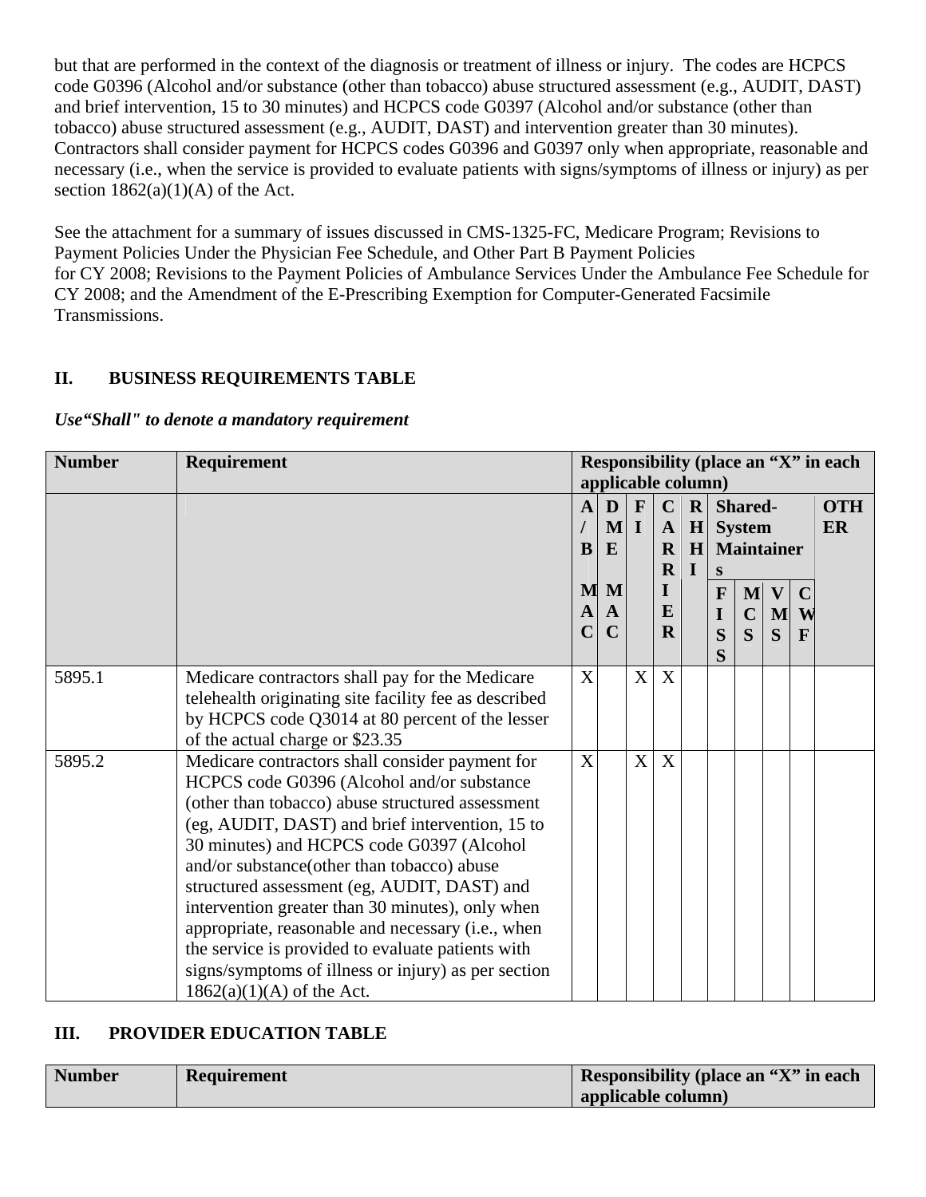but that are performed in the context of the diagnosis or treatment of illness or injury. The codes are HCPCS code G0396 (Alcohol and/or substance (other than tobacco) abuse structured assessment (e.g., AUDIT, DAST) and brief intervention, 15 to 30 minutes) and HCPCS code G0397 (Alcohol and/or substance (other than tobacco) abuse structured assessment (e.g., AUDIT, DAST) and intervention greater than 30 minutes). Contractors shall consider payment for HCPCS codes G0396 and G0397 only when appropriate, reasonable and necessary (i.e., when the service is provided to evaluate patients with signs/symptoms of illness or injury) as per section 1862(a)(1)(A) of the Act.

See the attachment for a summary of issues discussed in CMS-1325-FC, Medicare Program; Revisions to Payment Policies Under the Physician Fee Schedule, and Other Part B Payment Policies for CY 2008; Revisions to the Payment Policies of Ambulance Services Under the Ambulance Fee Schedule for CY 2008; and the Amendment of the E-Prescribing Exemption for Computer-Generated Facsimile Transmissions.

## II. BUSINESS REQUIREMENTS TABLE

***Use "Shall" to denote a mandatory requirement***

| Number | Requirement | Responsibility (place an "X" in each applicable column) | | | | | | | | | |
|---|---|---|---|---|---|---|---|---|---|---|---|
| | | A/B MAC | DME MAC | FI | CARRIER | RHHI | Shared-System Maintainers | | | | OTHER |
| | | | | | | | FISS | MCS | VMS | CWF | |
| 5895.1 | Medicare contractors shall pay for the Medicare telehealth originating site facility fee as described by HCPCS code Q3014 at 80 percent of the lesser of the actual charge or $23.35 | X | | X | X | | | | | | |
| 5895.2 | Medicare contractors shall consider payment for HCPCS code G0396 (Alcohol and/or substance (other than tobacco) abuse structured assessment (eg, AUDIT, DAST) and brief intervention, 15 to 30 minutes) and HCPCS code G0397 (Alcohol and/or substance(other than tobacco) abuse structured assessment (eg, AUDIT, DAST) and intervention greater than 30 minutes), only when appropriate, reasonable and necessary (i.e., when the service is provided to evaluate patients with signs/symptoms of illness or injury) as per section 1862(a)(1)(A) of the Act. | X | | X | X | | | | | | |

## III. PROVIDER EDUCATION TABLE

| Number | Requirement | Responsibility (place an "X" in each applicable column) |
|---|---|---|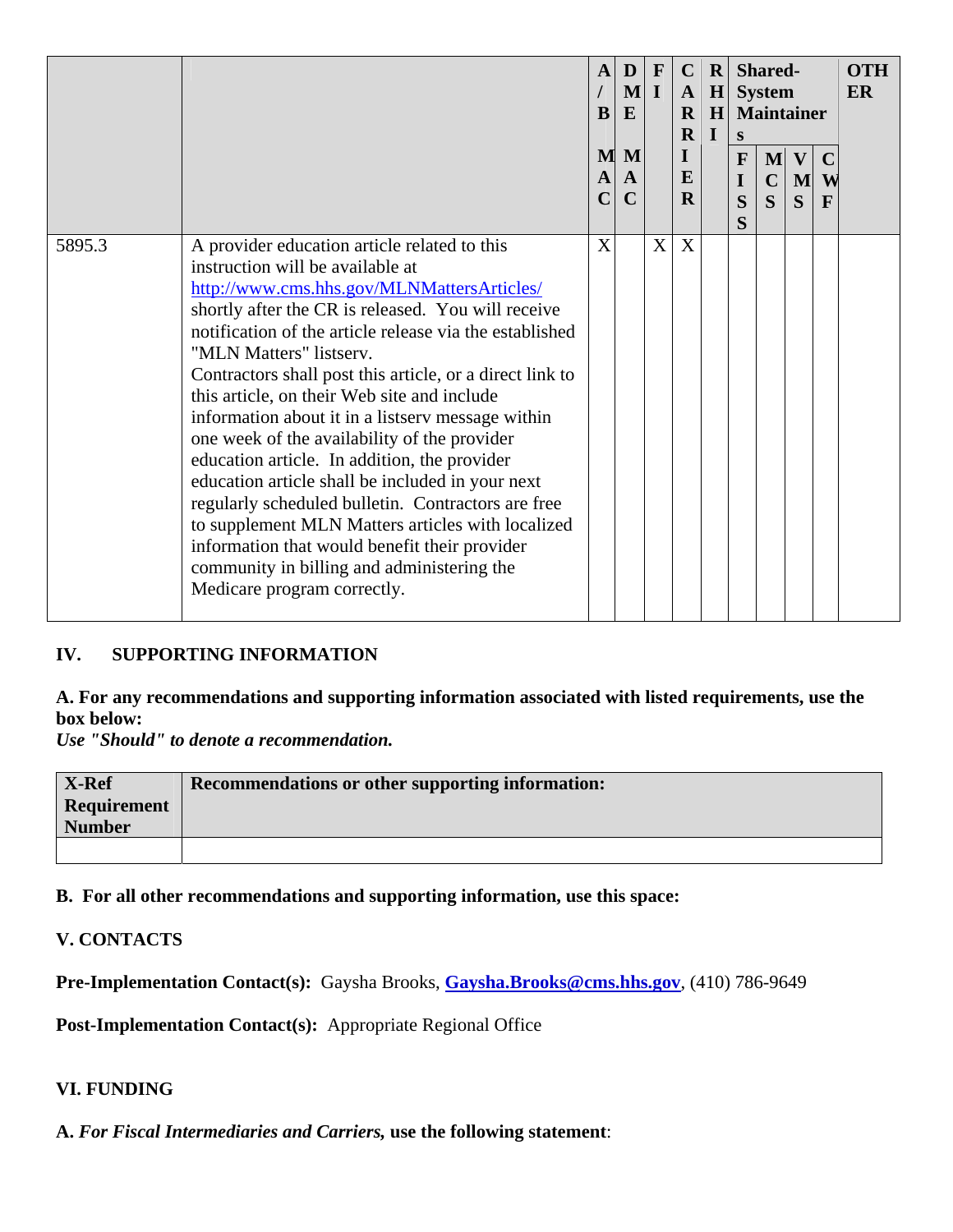| | | A/B MAC | DME MAC | FI | CARRIER | RHHI | Shared-System Maintainers | | | | OTHER |
|---|---|---|---|---|---|---|---|---|---|---|---|
| | | | | | | | FISS | MCS | VMS | CWF | |
| 5895.3 | A provider education article related to this instruction will be available at http://www.cms.hhs.gov/MLNMattersArticles/ shortly after the CR is released. You will receive notification of the article release via the established "MLN Matters" listserv. Contractors shall post this article, or a direct link to this article, on their Web site and include information about it in a listserv message within one week of the availability of the provider education article. In addition, the provider education article shall be included in your next regularly scheduled bulletin. Contractors are free to supplement MLN Matters articles with localized information that would benefit their provider community in billing and administering the Medicare program correctly. | X | | X | X | | | | | | |

## IV. SUPPORTING INFORMATION

**A. For any recommendations and supporting information associated with listed requirements, use the box below:**
***Use "Should" to denote a recommendation.***

| X-Ref Requirement Number | Recommendations or other supporting information: |
|---|---|
| | |

**B. For all other recommendations and supporting information, use this space:**

## V. CONTACTS

**Pre-Implementation Contact(s):** Gaysha Brooks, **Gaysha.Brooks@cms.hhs.gov**, (410) 786-9649

**Post-Implementation Contact(s):** Appropriate Regional Office

## VI. FUNDING

**A.** ***For Fiscal Intermediaries and Carriers,*** **use the following statement**: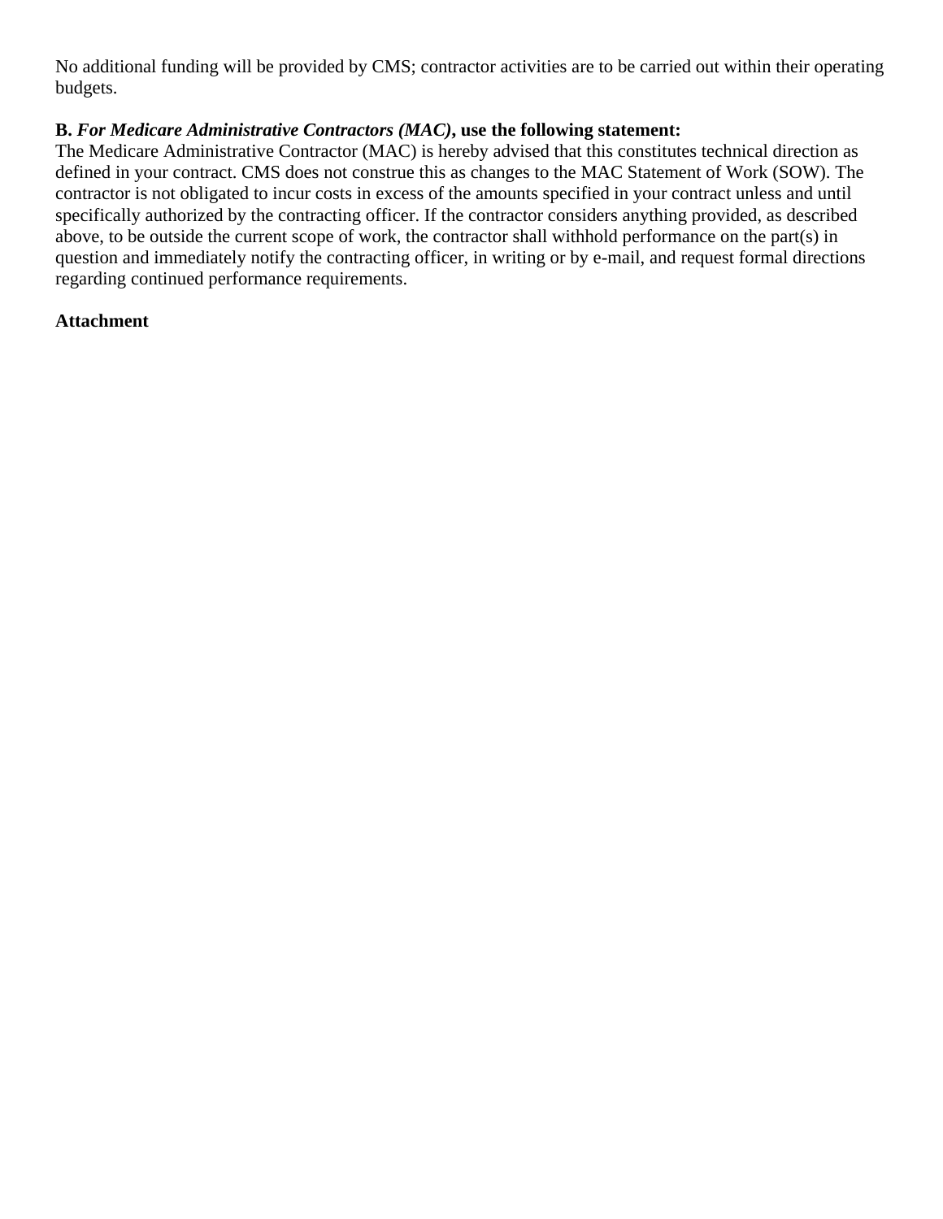No additional funding will be provided by CMS; contractor activities are to be carried out within their operating budgets.

**B.** ***For Medicare Administrative Contractors (MAC)*****, use the following statement:**
The Medicare Administrative Contractor (MAC) is hereby advised that this constitutes technical direction as defined in your contract. CMS does not construe this as changes to the MAC Statement of Work (SOW). The contractor is not obligated to incur costs in excess of the amounts specified in your contract unless and until specifically authorized by the contracting officer. If the contractor considers anything provided, as described above, to be outside the current scope of work, the contractor shall withhold performance on the part(s) in question and immediately notify the contracting officer, in writing or by e-mail, and request formal directions regarding continued performance requirements.

**Attachment**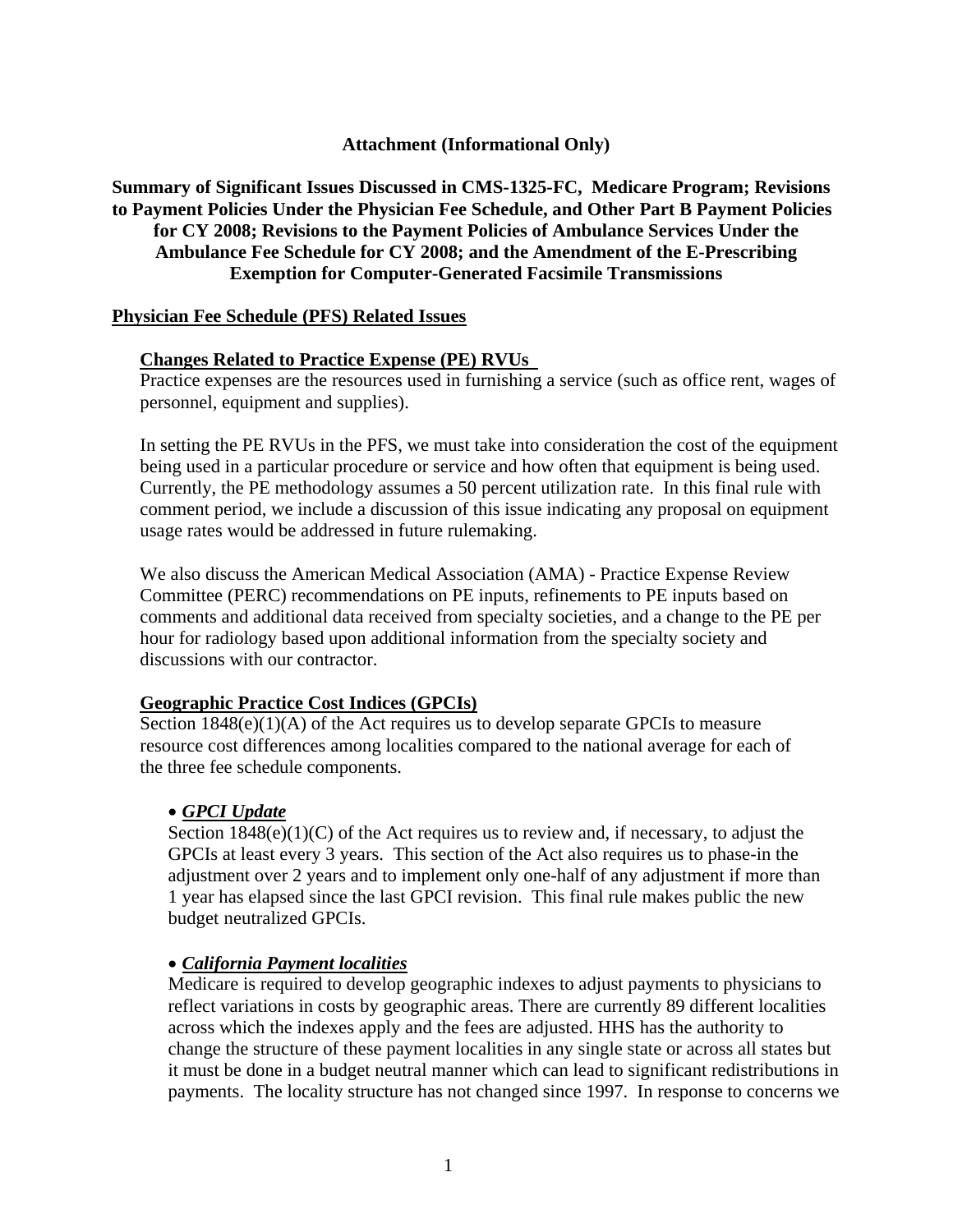**Attachment (Informational Only)**

**Summary of Significant Issues Discussed in CMS-1325-FC, Medicare Program; Revisions to Payment Policies Under the Physician Fee Schedule, and Other Part B Payment Policies for CY 2008; Revisions to the Payment Policies of Ambulance Services Under the Ambulance Fee Schedule for CY 2008; and the Amendment of the E-Prescribing Exemption for Computer-Generated Facsimile Transmissions**

## Physician Fee Schedule (PFS) Related Issues

### Changes Related to Practice Expense (PE) RVUs

Practice expenses are the resources used in furnishing a service (such as office rent, wages of personnel, equipment and supplies).

In setting the PE RVUs in the PFS, we must take into consideration the cost of the equipment being used in a particular procedure or service and how often that equipment is being used. Currently, the PE methodology assumes a 50 percent utilization rate. In this final rule with comment period, we include a discussion of this issue indicating any proposal on equipment usage rates would be addressed in future rulemaking.

We also discuss the American Medical Association (AMA) - Practice Expense Review Committee (PERC) recommendations on PE inputs, refinements to PE inputs based on comments and additional data received from specialty societies, and a change to the PE per hour for radiology based upon additional information from the specialty society and discussions with our contractor.

### Geographic Practice Cost Indices (GPCIs)

Section 1848(e)(1)(A) of the Act requires us to develop separate GPCIs to measure resource cost differences among localities compared to the national average for each of the three fee schedule components.

- ***GPCI Update***

Section 1848(e)(1)(C) of the Act requires us to review and, if necessary, to adjust the GPCIs at least every 3 years. This section of the Act also requires us to phase-in the adjustment over 2 years and to implement only one-half of any adjustment if more than 1 year has elapsed since the last GPCI revision. This final rule makes public the new budget neutralized GPCIs.

- ***California Payment localities***

Medicare is required to develop geographic indexes to adjust payments to physicians to reflect variations in costs by geographic areas. There are currently 89 different localities across which the indexes apply and the fees are adjusted. HHS has the authority to change the structure of these payment localities in any single state or across all states but it must be done in a budget neutral manner which can lead to significant redistributions in payments. The locality structure has not changed since 1997. In response to concerns we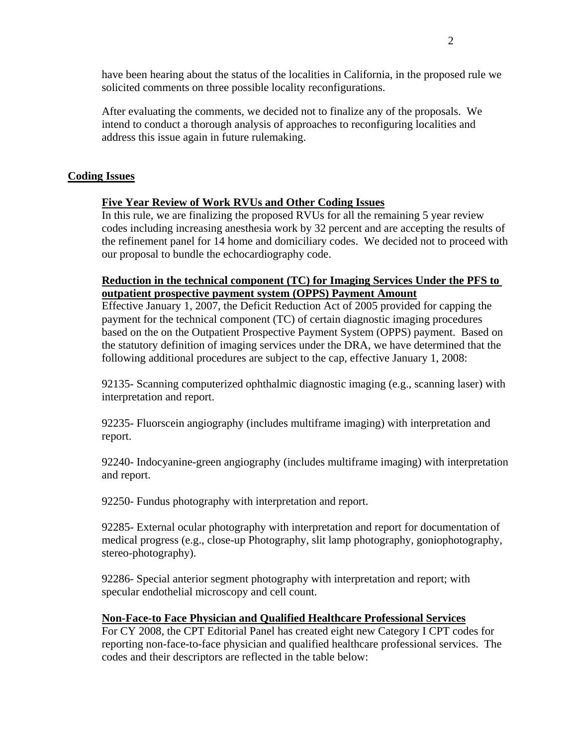have been hearing about the status of the localities in California, in the proposed rule we solicited comments on three possible locality reconfigurations.

After evaluating the comments, we decided not to finalize any of the proposals. We intend to conduct a thorough analysis of approaches to reconfiguring localities and address this issue again in future rulemaking.

## Coding Issues

### Five Year Review of Work RVUs and Other Coding Issues

In this rule, we are finalizing the proposed RVUs for all the remaining 5 year review codes including increasing anesthesia work by 32 percent and are accepting the results of the refinement panel for 14 home and domiciliary codes. We decided not to proceed with our proposal to bundle the echocardiography code.

### Reduction in the technical component (TC) for Imaging Services Under the PFS to outpatient prospective payment system (OPPS) Payment Amount

Effective January 1, 2007, the Deficit Reduction Act of 2005 provided for capping the payment for the technical component (TC) of certain diagnostic imaging procedures based on the on the Outpatient Prospective Payment System (OPPS) payment. Based on the statutory definition of imaging services under the DRA, we have determined that the following additional procedures are subject to the cap, effective January 1, 2008:

92135- Scanning computerized ophthalmic diagnostic imaging (e.g., scanning laser) with interpretation and report.

92235- Fluorscein angiography (includes multiframe imaging) with interpretation and report.

92240- Indocyanine-green angiography (includes multiframe imaging) with interpretation and report.

92250- Fundus photography with interpretation and report.

92285- External ocular photography with interpretation and report for documentation of medical progress (e.g., close-up Photography, slit lamp photography, goniophotography, stereo-photography).

92286- Special anterior segment photography with interpretation and report; with specular endothelial microscopy and cell count.

### Non-Face-to Face Physician and Qualified Healthcare Professional Services

For CY 2008, the CPT Editorial Panel has created eight new Category I CPT codes for reporting non-face-to-face physician and qualified healthcare professional services. The codes and their descriptors are reflected in the table below: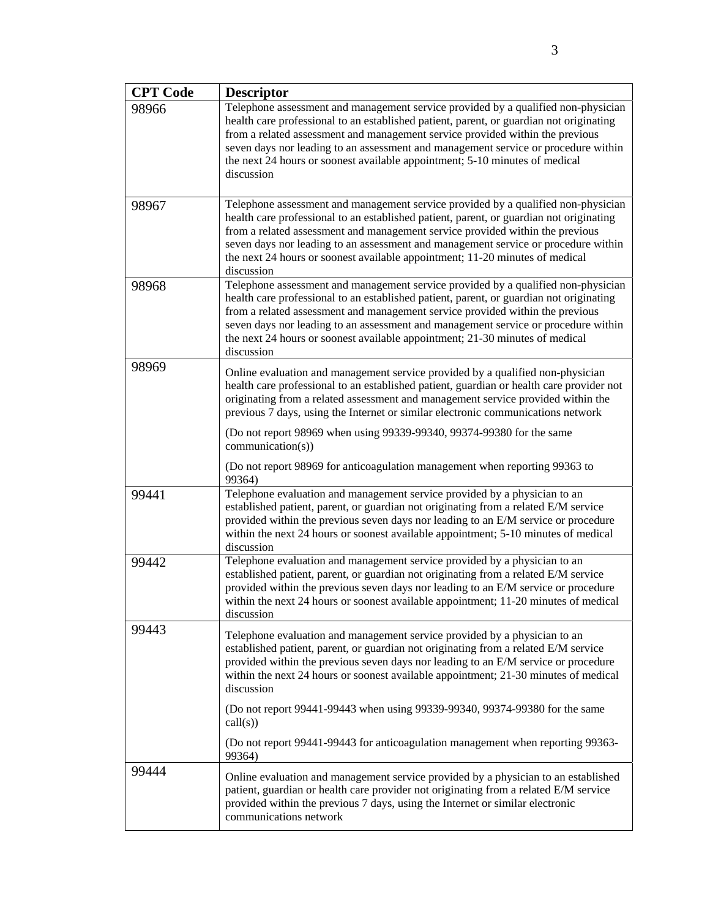| CPT Code | Descriptor |
|---|---|
| 98966 | Telephone assessment and management service provided by a qualified non-physician health care professional to an established patient, parent, or guardian not originating from a related assessment and management service provided within the previous seven days nor leading to an assessment and management service or procedure within the next 24 hours or soonest available appointment; 5-10 minutes of medical discussion |
| 98967 | Telephone assessment and management service provided by a qualified non-physician health care professional to an established patient, parent, or guardian not originating from a related assessment and management service provided within the previous seven days nor leading to an assessment and management service or procedure within the next 24 hours or soonest available appointment; 11-20 minutes of medical discussion |
| 98968 | Telephone assessment and management service provided by a qualified non-physician health care professional to an established patient, parent, or guardian not originating from a related assessment and management service provided within the previous seven days nor leading to an assessment and management service or procedure within the next 24 hours or soonest available appointment; 21-30 minutes of medical discussion |
| 98969 | Online evaluation and management service provided by a qualified non-physician health care professional to an established patient, guardian or health care provider not originating from a related assessment and management service provided within the previous 7 days, using the Internet or similar electronic communications network<br><br>(Do not report 98969 when using 99339-99340, 99374-99380 for the same communication(s))<br><br>(Do not report 98969 for anticoagulation management when reporting 99363 to 99364) |
| 99441 | Telephone evaluation and management service provided by a physician to an established patient, parent, or guardian not originating from a related E/M service provided within the previous seven days nor leading to an E/M service or procedure within the next 24 hours or soonest available appointment; 5-10 minutes of medical discussion |
| 99442 | Telephone evaluation and management service provided by a physician to an established patient, parent, or guardian not originating from a related E/M service provided within the previous seven days nor leading to an E/M service or procedure within the next 24 hours or soonest available appointment; 11-20 minutes of medical discussion |
| 99443 | Telephone evaluation and management service provided by a physician to an established patient, parent, or guardian not originating from a related E/M service provided within the previous seven days nor leading to an E/M service or procedure within the next 24 hours or soonest available appointment; 21-30 minutes of medical discussion<br><br>(Do not report 99441-99443 when using 99339-99340, 99374-99380 for the same call(s))<br><br>(Do not report 99441-99443 for anticoagulation management when reporting 99363-99364) |
| 99444 | Online evaluation and management service provided by a physician to an established patient, guardian or health care provider not originating from a related E/M service provided within the previous 7 days, using the Internet or similar electronic communications network |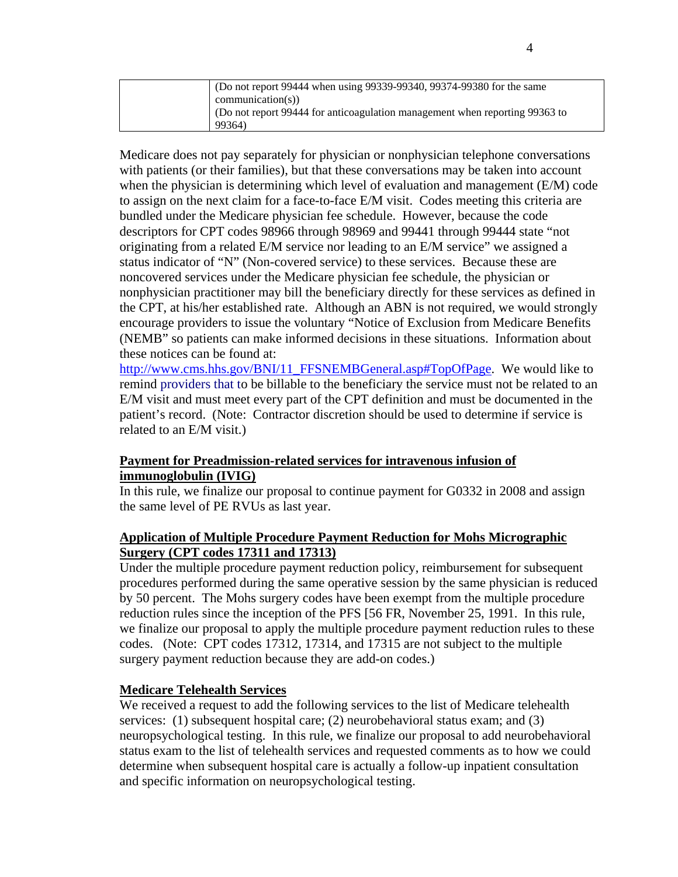| | (Do not report 99444 when using 99339-99340, 99374-99380 for the same communication(s))<br>(Do not report 99444 for anticoagulation management when reporting 99363 to 99364) |
|---|---|

Medicare does not pay separately for physician or nonphysician telephone conversations with patients (or their families), but that these conversations may be taken into account when the physician is determining which level of evaluation and management (E/M) code to assign on the next claim for a face-to-face E/M visit. Codes meeting this criteria are bundled under the Medicare physician fee schedule. However, because the code descriptors for CPT codes 98966 through 98969 and 99441 through 99444 state "not originating from a related E/M service nor leading to an E/M service" we assigned a status indicator of "N" (Non-covered service) to these services. Because these are noncovered services under the Medicare physician fee schedule, the physician or nonphysician practitioner may bill the beneficiary directly for these services as defined in the CPT, at his/her established rate. Although an ABN is not required, we would strongly encourage providers to issue the voluntary "Notice of Exclusion from Medicare Benefits (NEMB" so patients can make informed decisions in these situations. Information about these notices can be found at: http://www.cms.hhs.gov/BNI/11_FFSNEMBGeneral.asp#TopOfPage. We would like to remind providers that to be billable to the beneficiary the service must not be related to an E/M visit and must meet every part of the CPT definition and must be documented in the patient's record. (Note: Contractor discretion should be used to determine if service is related to an E/M visit.)

**Payment for Preadmission-related services for intravenous infusion of immunoglobulin (IVIG)**

In this rule, we finalize our proposal to continue payment for G0332 in 2008 and assign the same level of PE RVUs as last year.

**Application of Multiple Procedure Payment Reduction for Mohs Micrographic Surgery (CPT codes 17311 and 17313)**

Under the multiple procedure payment reduction policy, reimbursement for subsequent procedures performed during the same operative session by the same physician is reduced by 50 percent. The Mohs surgery codes have been exempt from the multiple procedure reduction rules since the inception of the PFS [56 FR, November 25, 1991. In this rule, we finalize our proposal to apply the multiple procedure payment reduction rules to these codes. (Note: CPT codes 17312, 17314, and 17315 are not subject to the multiple surgery payment reduction because they are add-on codes.)

**Medicare Telehealth Services**

We received a request to add the following services to the list of Medicare telehealth services: (1) subsequent hospital care; (2) neurobehavioral status exam; and (3) neuropsychological testing. In this rule, we finalize our proposal to add neurobehavioral status exam to the list of telehealth services and requested comments as to how we could determine when subsequent hospital care is actually a follow-up inpatient consultation and specific information on neuropsychological testing.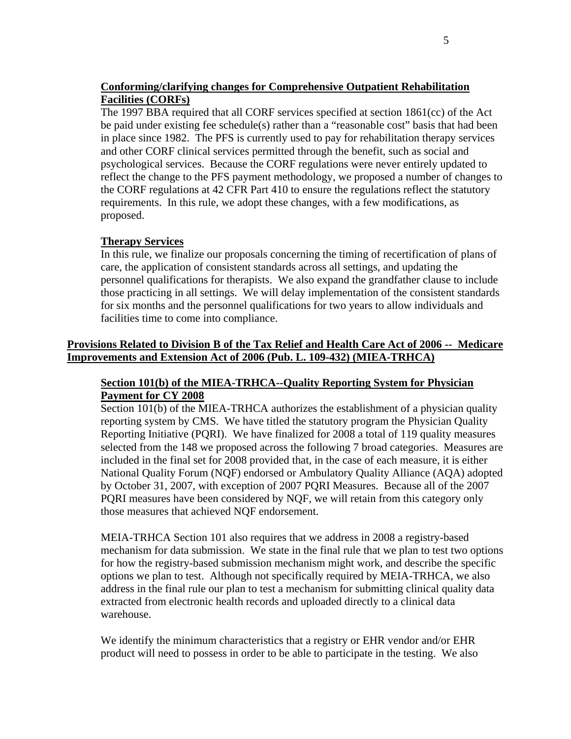### Conforming/clarifying changes for Comprehensive Outpatient Rehabilitation Facilities (CORFs)

The 1997 BBA required that all CORF services specified at section 1861(cc) of the Act be paid under existing fee schedule(s) rather than a "reasonable cost" basis that had been in place since 1982. The PFS is currently used to pay for rehabilitation therapy services and other CORF clinical services permitted through the benefit, such as social and psychological services. Because the CORF regulations were never entirely updated to reflect the change to the PFS payment methodology, we proposed a number of changes to the CORF regulations at 42 CFR Part 410 to ensure the regulations reflect the statutory requirements. In this rule, we adopt these changes, with a few modifications, as proposed.

### Therapy Services

In this rule, we finalize our proposals concerning the timing of recertification of plans of care, the application of consistent standards across all settings, and updating the personnel qualifications for therapists. We also expand the grandfather clause to include those practicing in all settings. We will delay implementation of the consistent standards for six months and the personnel qualifications for two years to allow individuals and facilities time to come into compliance.

## Provisions Related to Division B of the Tax Relief and Health Care Act of 2006 -- Medicare Improvements and Extension Act of 2006 (Pub. L. 109-432) (MIEA-TRHCA)

### Section 101(b) of the MIEA-TRHCA--Quality Reporting System for Physician Payment for CY 2008

Section 101(b) of the MIEA-TRHCA authorizes the establishment of a physician quality reporting system by CMS. We have titled the statutory program the Physician Quality Reporting Initiative (PQRI). We have finalized for 2008 a total of 119 quality measures selected from the 148 we proposed across the following 7 broad categories. Measures are included in the final set for 2008 provided that, in the case of each measure, it is either National Quality Forum (NQF) endorsed or Ambulatory Quality Alliance (AQA) adopted by October 31, 2007, with exception of 2007 PQRI Measures. Because all of the 2007 PQRI measures have been considered by NQF, we will retain from this category only those measures that achieved NQF endorsement.

MEIA-TRHCA Section 101 also requires that we address in 2008 a registry-based mechanism for data submission. We state in the final rule that we plan to test two options for how the registry-based submission mechanism might work, and describe the specific options we plan to test. Although not specifically required by MEIA-TRHCA, we also address in the final rule our plan to test a mechanism for submitting clinical quality data extracted from electronic health records and uploaded directly to a clinical data warehouse.

We identify the minimum characteristics that a registry or EHR vendor and/or EHR product will need to possess in order to be able to participate in the testing. We also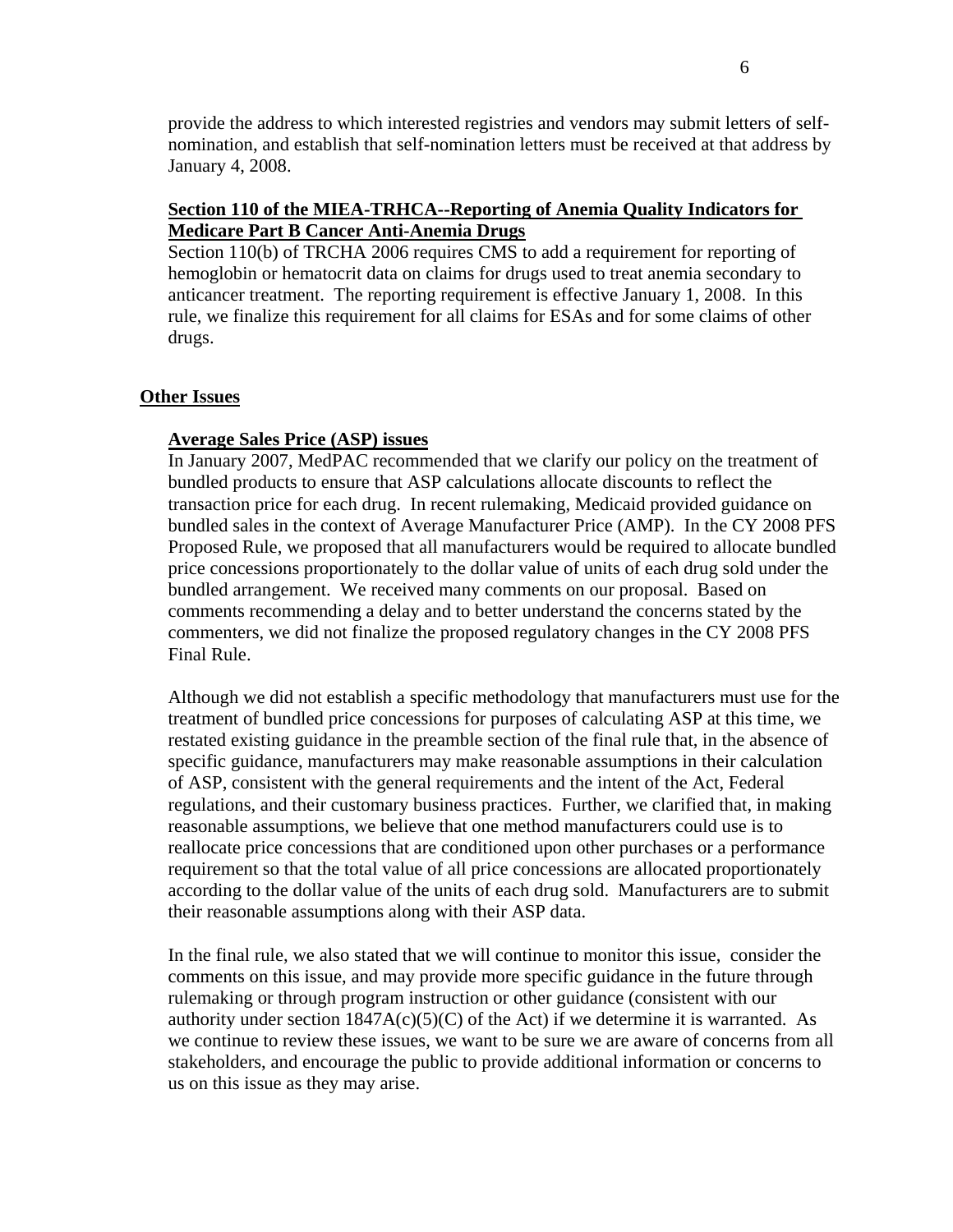provide the address to which interested registries and vendors may submit letters of self-nomination, and establish that self-nomination letters must be received at that address by January 4, 2008.

**Section 110 of the MIEA-TRHCA--Reporting of Anemia Quality Indicators for Medicare Part B Cancer Anti-Anemia Drugs**

Section 110(b) of TRCHA 2006 requires CMS to add a requirement for reporting of hemoglobin or hematocrit data on claims for drugs used to treat anemia secondary to anticancer treatment. The reporting requirement is effective January 1, 2008. In this rule, we finalize this requirement for all claims for ESAs and for some claims of other drugs.

## Other Issues

**Average Sales Price (ASP) issues**

In January 2007, MedPAC recommended that we clarify our policy on the treatment of bundled products to ensure that ASP calculations allocate discounts to reflect the transaction price for each drug. In recent rulemaking, Medicaid provided guidance on bundled sales in the context of Average Manufacturer Price (AMP). In the CY 2008 PFS Proposed Rule, we proposed that all manufacturers would be required to allocate bundled price concessions proportionately to the dollar value of units of each drug sold under the bundled arrangement. We received many comments on our proposal. Based on comments recommending a delay and to better understand the concerns stated by the commenters, we did not finalize the proposed regulatory changes in the CY 2008 PFS Final Rule.

Although we did not establish a specific methodology that manufacturers must use for the treatment of bundled price concessions for purposes of calculating ASP at this time, we restated existing guidance in the preamble section of the final rule that, in the absence of specific guidance, manufacturers may make reasonable assumptions in their calculation of ASP, consistent with the general requirements and the intent of the Act, Federal regulations, and their customary business practices. Further, we clarified that, in making reasonable assumptions, we believe that one method manufacturers could use is to reallocate price concessions that are conditioned upon other purchases or a performance requirement so that the total value of all price concessions are allocated proportionately according to the dollar value of the units of each drug sold. Manufacturers are to submit their reasonable assumptions along with their ASP data.

In the final rule, we also stated that we will continue to monitor this issue, consider the comments on this issue, and may provide more specific guidance in the future through rulemaking or through program instruction or other guidance (consistent with our authority under section 1847A(c)(5)(C) of the Act) if we determine it is warranted. As we continue to review these issues, we want to be sure we are aware of concerns from all stakeholders, and encourage the public to provide additional information or concerns to us on this issue as they may arise.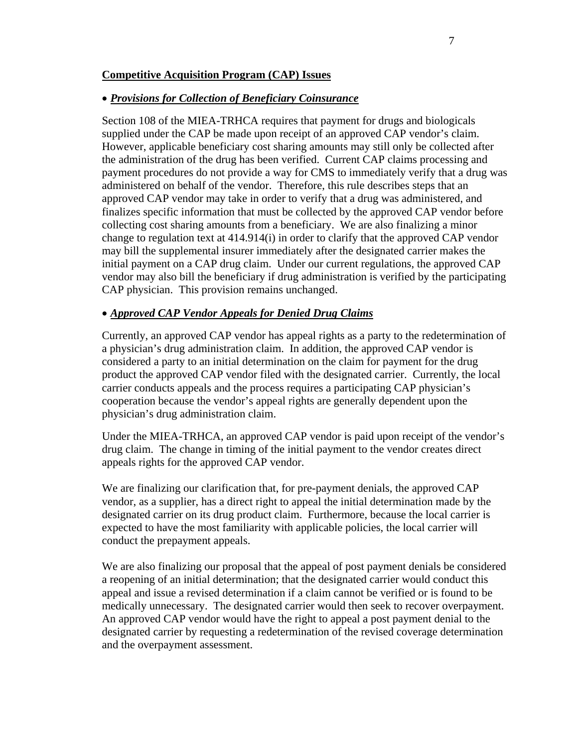## Competitive Acquisition Program (CAP) Issues

- ***Provisions for Collection of Beneficiary Coinsurance***

Section 108 of the MIEA-TRHCA requires that payment for drugs and biologicals supplied under the CAP be made upon receipt of an approved CAP vendor's claim. However, applicable beneficiary cost sharing amounts may still only be collected after the administration of the drug has been verified. Current CAP claims processing and payment procedures do not provide a way for CMS to immediately verify that a drug was administered on behalf of the vendor. Therefore, this rule describes steps that an approved CAP vendor may take in order to verify that a drug was administered, and finalizes specific information that must be collected by the approved CAP vendor before collecting cost sharing amounts from a beneficiary. We are also finalizing a minor change to regulation text at 414.914(i) in order to clarify that the approved CAP vendor may bill the supplemental insurer immediately after the designated carrier makes the initial payment on a CAP drug claim. Under our current regulations, the approved CAP vendor may also bill the beneficiary if drug administration is verified by the participating CAP physician. This provision remains unchanged.

- ***Approved CAP Vendor Appeals for Denied Drug Claims***

Currently, an approved CAP vendor has appeal rights as a party to the redetermination of a physician's drug administration claim. In addition, the approved CAP vendor is considered a party to an initial determination on the claim for payment for the drug product the approved CAP vendor filed with the designated carrier. Currently, the local carrier conducts appeals and the process requires a participating CAP physician's cooperation because the vendor's appeal rights are generally dependent upon the physician's drug administration claim.

Under the MIEA-TRHCA, an approved CAP vendor is paid upon receipt of the vendor's drug claim. The change in timing of the initial payment to the vendor creates direct appeals rights for the approved CAP vendor.

We are finalizing our clarification that, for pre-payment denials, the approved CAP vendor, as a supplier, has a direct right to appeal the initial determination made by the designated carrier on its drug product claim. Furthermore, because the local carrier is expected to have the most familiarity with applicable policies, the local carrier will conduct the prepayment appeals.

We are also finalizing our proposal that the appeal of post payment denials be considered a reopening of an initial determination; that the designated carrier would conduct this appeal and issue a revised determination if a claim cannot be verified or is found to be medically unnecessary. The designated carrier would then seek to recover overpayment. An approved CAP vendor would have the right to appeal a post payment denial to the designated carrier by requesting a redetermination of the revised coverage determination and the overpayment assessment.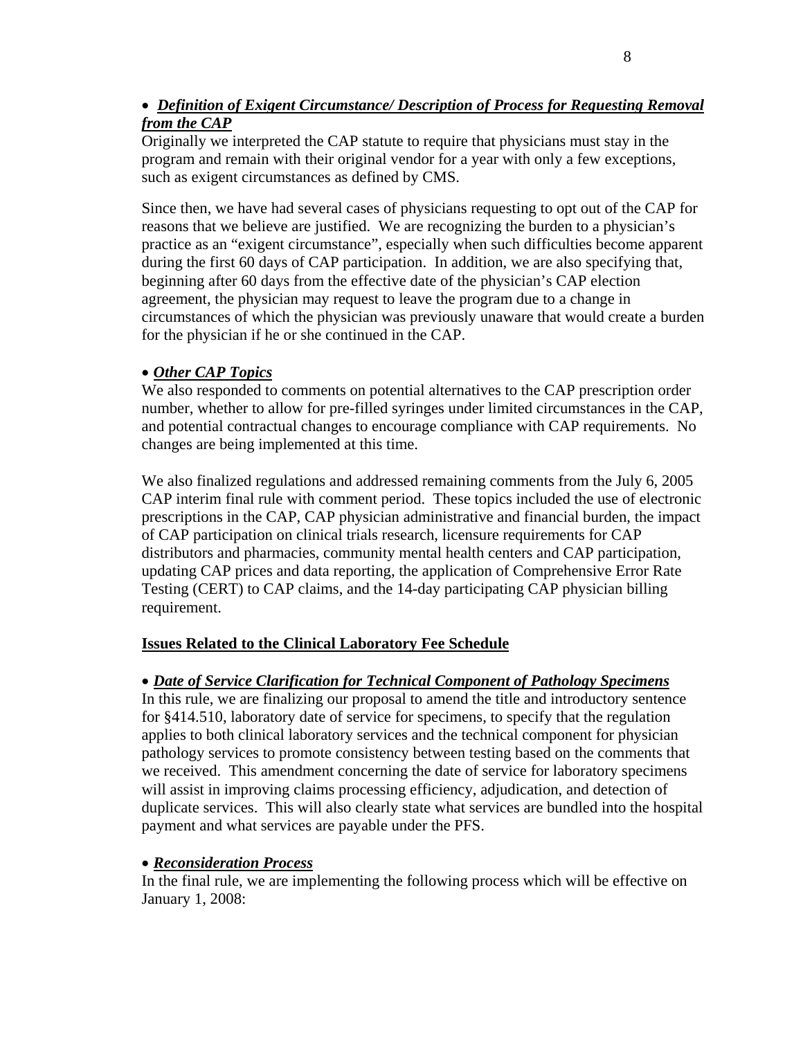- ***Definition of Exigent Circumstance/ Description of Process for Requesting Removal from the CAP***

Originally we interpreted the CAP statute to require that physicians must stay in the program and remain with their original vendor for a year with only a few exceptions, such as exigent circumstances as defined by CMS.

Since then, we have had several cases of physicians requesting to opt out of the CAP for reasons that we believe are justified. We are recognizing the burden to a physician's practice as an "exigent circumstance", especially when such difficulties become apparent during the first 60 days of CAP participation. In addition, we are also specifying that, beginning after 60 days from the effective date of the physician's CAP election agreement, the physician may request to leave the program due to a change in circumstances of which the physician was previously unaware that would create a burden for the physician if he or she continued in the CAP.

- ***Other CAP Topics***

We also responded to comments on potential alternatives to the CAP prescription order number, whether to allow for pre-filled syringes under limited circumstances in the CAP, and potential contractual changes to encourage compliance with CAP requirements. No changes are being implemented at this time.

We also finalized regulations and addressed remaining comments from the July 6, 2005 CAP interim final rule with comment period. These topics included the use of electronic prescriptions in the CAP, CAP physician administrative and financial burden, the impact of CAP participation on clinical trials research, licensure requirements for CAP distributors and pharmacies, community mental health centers and CAP participation, updating CAP prices and data reporting, the application of Comprehensive Error Rate Testing (CERT) to CAP claims, and the 14-day participating CAP physician billing requirement.

**Issues Related to the Clinical Laboratory Fee Schedule**

- ***Date of Service Clarification for Technical Component of Pathology Specimens***

In this rule, we are finalizing our proposal to amend the title and introductory sentence for §414.510, laboratory date of service for specimens, to specify that the regulation applies to both clinical laboratory services and the technical component for physician pathology services to promote consistency between testing based on the comments that we received. This amendment concerning the date of service for laboratory specimens will assist in improving claims processing efficiency, adjudication, and detection of duplicate services. This will also clearly state what services are bundled into the hospital payment and what services are payable under the PFS.

- ***Reconsideration Process***

In the final rule, we are implementing the following process which will be effective on January 1, 2008: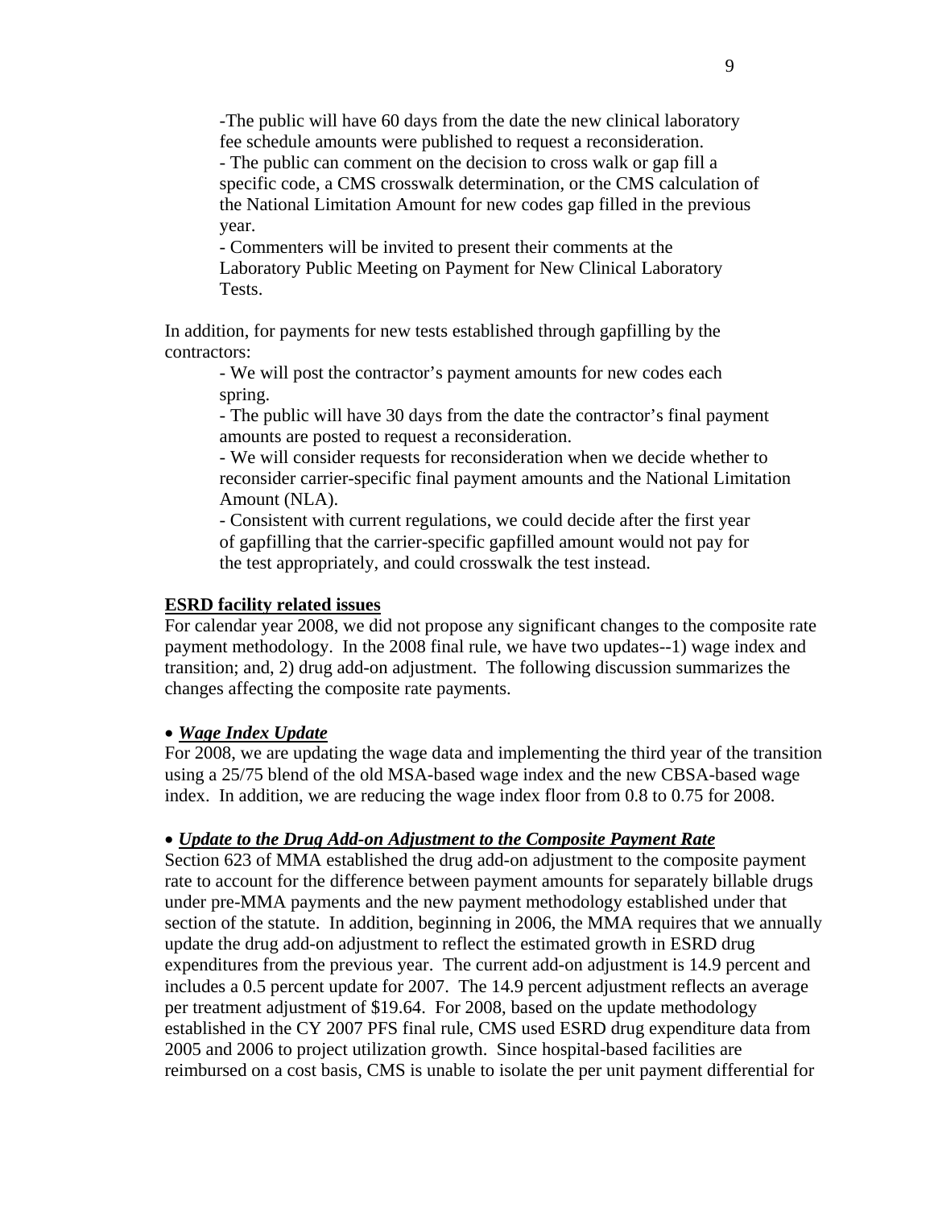-The public will have 60 days from the date the new clinical laboratory fee schedule amounts were published to request a reconsideration.
- The public can comment on the decision to cross walk or gap fill a specific code, a CMS crosswalk determination, or the CMS calculation of the National Limitation Amount for new codes gap filled in the previous year.
- Commenters will be invited to present their comments at the Laboratory Public Meeting on Payment for New Clinical Laboratory Tests.

In addition, for payments for new tests established through gapfilling by the contractors:

- We will post the contractor's payment amounts for new codes each spring.
- The public will have 30 days from the date the contractor's final payment amounts are posted to request a reconsideration.
- We will consider requests for reconsideration when we decide whether to reconsider carrier-specific final payment amounts and the National Limitation Amount (NLA).
- Consistent with current regulations, we could decide after the first year of gapfilling that the carrier-specific gapfilled amount would not pay for the test appropriately, and could crosswalk the test instead.

**ESRD facility related issues**

For calendar year 2008, we did not propose any significant changes to the composite rate payment methodology. In the 2008 final rule, we have two updates--1) wage index and transition; and, 2) drug add-on adjustment. The following discussion summarizes the changes affecting the composite rate payments.

- ***Wage Index Update***

For 2008, we are updating the wage data and implementing the third year of the transition using a 25/75 blend of the old MSA-based wage index and the new CBSA-based wage index. In addition, we are reducing the wage index floor from 0.8 to 0.75 for 2008.

- ***Update to the Drug Add-on Adjustment to the Composite Payment Rate***

Section 623 of MMA established the drug add-on adjustment to the composite payment rate to account for the difference between payment amounts for separately billable drugs under pre-MMA payments and the new payment methodology established under that section of the statute. In addition, beginning in 2006, the MMA requires that we annually update the drug add-on adjustment to reflect the estimated growth in ESRD drug expenditures from the previous year. The current add-on adjustment is 14.9 percent and includes a 0.5 percent update for 2007. The 14.9 percent adjustment reflects an average per treatment adjustment of $19.64. For 2008, based on the update methodology established in the CY 2007 PFS final rule, CMS used ESRD drug expenditure data from 2005 and 2006 to project utilization growth. Since hospital-based facilities are reimbursed on a cost basis, CMS is unable to isolate the per unit payment differential for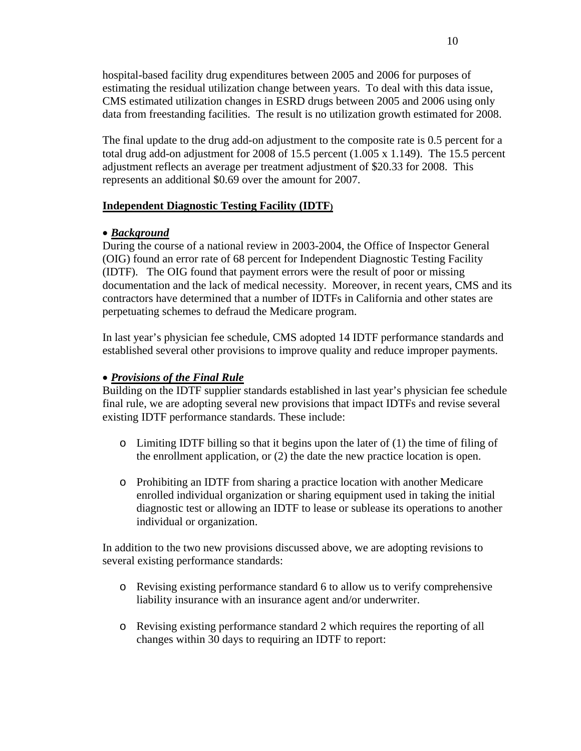hospital-based facility drug expenditures between 2005 and 2006 for purposes of estimating the residual utilization change between years. To deal with this data issue, CMS estimated utilization changes in ESRD drugs between 2005 and 2006 using only data from freestanding facilities. The result is no utilization growth estimated for 2008.

The final update to the drug add-on adjustment to the composite rate is 0.5 percent for a total drug add-on adjustment for 2008 of 15.5 percent (1.005 x 1.149). The 15.5 percent adjustment reflects an average per treatment adjustment of $20.33 for 2008. This represents an additional $0.69 over the amount for 2007.

**Independent Diagnostic Testing Facility (IDTF)**

- ***Background***

During the course of a national review in 2003-2004, the Office of Inspector General (OIG) found an error rate of 68 percent for Independent Diagnostic Testing Facility (IDTF). The OIG found that payment errors were the result of poor or missing documentation and the lack of medical necessity. Moreover, in recent years, CMS and its contractors have determined that a number of IDTFs in California and other states are perpetuating schemes to defraud the Medicare program.

In last year's physician fee schedule, CMS adopted 14 IDTF performance standards and established several other provisions to improve quality and reduce improper payments.

- ***Provisions of the Final Rule***

Building on the IDTF supplier standards established in last year's physician fee schedule final rule, we are adopting several new provisions that impact IDTFs and revise several existing IDTF performance standards. These include:

- Limiting IDTF billing so that it begins upon the later of (1) the time of filing of the enrollment application, or (2) the date the new practice location is open.
- Prohibiting an IDTF from sharing a practice location with another Medicare enrolled individual organization or sharing equipment used in taking the initial diagnostic test or allowing an IDTF to lease or sublease its operations to another individual or organization.

In addition to the two new provisions discussed above, we are adopting revisions to several existing performance standards:

- Revising existing performance standard 6 to allow us to verify comprehensive liability insurance with an insurance agent and/or underwriter.
- Revising existing performance standard 2 which requires the reporting of all changes within 30 days to requiring an IDTF to report: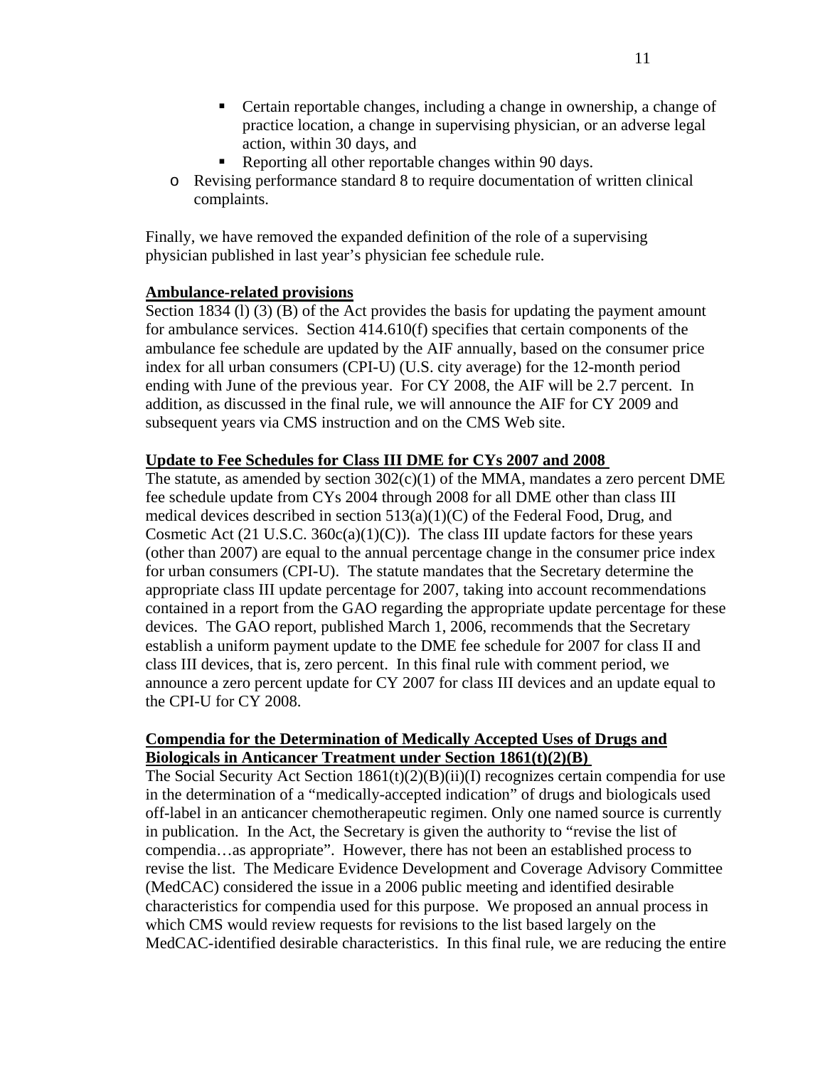- Certain reportable changes, including a change in ownership, a change of practice location, a change in supervising physician, or an adverse legal action, within 30 days, and
    - Reporting all other reportable changes within 90 days.
  - Revising performance standard 8 to require documentation of written clinical complaints.

Finally, we have removed the expanded definition of the role of a supervising physician published in last year's physician fee schedule rule.

**Ambulance-related provisions**

Section 1834 (l) (3) (B) of the Act provides the basis for updating the payment amount for ambulance services. Section 414.610(f) specifies that certain components of the ambulance fee schedule are updated by the AIF annually, based on the consumer price index for all urban consumers (CPI-U) (U.S. city average) for the 12-month period ending with June of the previous year. For CY 2008, the AIF will be 2.7 percent. In addition, as discussed in the final rule, we will announce the AIF for CY 2009 and subsequent years via CMS instruction and on the CMS Web site.

**Update to Fee Schedules for Class III DME for CYs 2007 and 2008**

The statute, as amended by section 302(c)(1) of the MMA, mandates a zero percent DME fee schedule update from CYs 2004 through 2008 for all DME other than class III medical devices described in section 513(a)(1)(C) of the Federal Food, Drug, and Cosmetic Act (21 U.S.C. 360c(a)(1)(C)). The class III update factors for these years (other than 2007) are equal to the annual percentage change in the consumer price index for urban consumers (CPI-U). The statute mandates that the Secretary determine the appropriate class III update percentage for 2007, taking into account recommendations contained in a report from the GAO regarding the appropriate update percentage for these devices. The GAO report, published March 1, 2006, recommends that the Secretary establish a uniform payment update to the DME fee schedule for 2007 for class II and class III devices, that is, zero percent. In this final rule with comment period, we announce a zero percent update for CY 2007 for class III devices and an update equal to the CPI-U for CY 2008.

**Compendia for the Determination of Medically Accepted Uses of Drugs and Biologicals in Anticancer Treatment under Section 1861(t)(2)(B)**

The Social Security Act Section 1861(t)(2)(B)(ii)(I) recognizes certain compendia for use in the determination of a "medically-accepted indication" of drugs and biologicals used off-label in an anticancer chemotherapeutic regimen. Only one named source is currently in publication. In the Act, the Secretary is given the authority to "revise the list of compendia…as appropriate". However, there has not been an established process to revise the list. The Medicare Evidence Development and Coverage Advisory Committee (MedCAC) considered the issue in a 2006 public meeting and identified desirable characteristics for compendia used for this purpose. We proposed an annual process in which CMS would review requests for revisions to the list based largely on the MedCAC-identified desirable characteristics. In this final rule, we are reducing the entire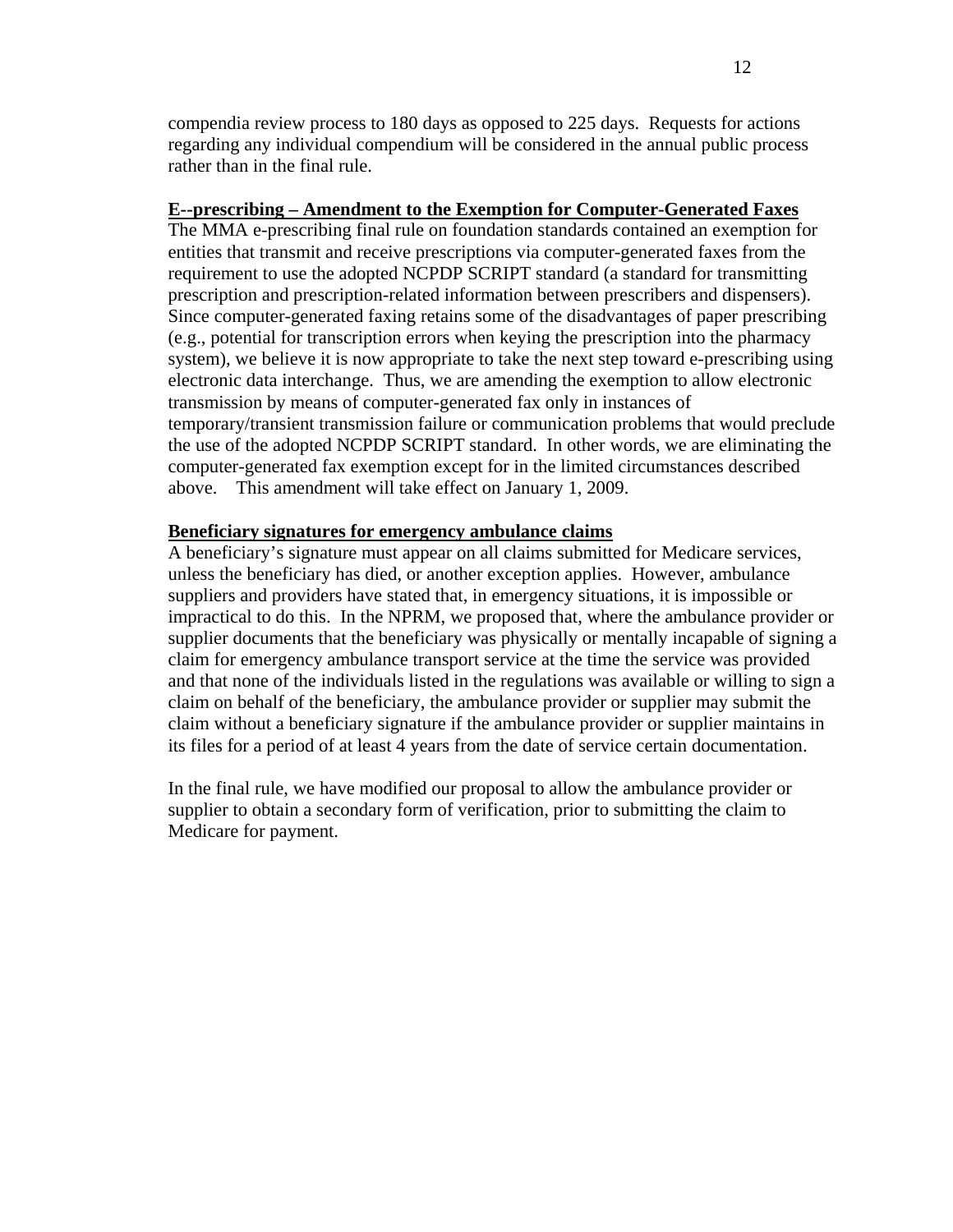compendia review process to 180 days as opposed to 225 days. Requests for actions regarding any individual compendium will be considered in the annual public process rather than in the final rule.

**E--prescribing – Amendment to the Exemption for Computer-Generated Faxes**

The MMA e-prescribing final rule on foundation standards contained an exemption for entities that transmit and receive prescriptions via computer-generated faxes from the requirement to use the adopted NCPDP SCRIPT standard (a standard for transmitting prescription and prescription-related information between prescribers and dispensers). Since computer-generated faxing retains some of the disadvantages of paper prescribing (e.g., potential for transcription errors when keying the prescription into the pharmacy system), we believe it is now appropriate to take the next step toward e-prescribing using electronic data interchange. Thus, we are amending the exemption to allow electronic transmission by means of computer-generated fax only in instances of temporary/transient transmission failure or communication problems that would preclude the use of the adopted NCPDP SCRIPT standard. In other words, we are eliminating the computer-generated fax exemption except for in the limited circumstances described above. This amendment will take effect on January 1, 2009.

**Beneficiary signatures for emergency ambulance claims**

A beneficiary's signature must appear on all claims submitted for Medicare services, unless the beneficiary has died, or another exception applies. However, ambulance suppliers and providers have stated that, in emergency situations, it is impossible or impractical to do this. In the NPRM, we proposed that, where the ambulance provider or supplier documents that the beneficiary was physically or mentally incapable of signing a claim for emergency ambulance transport service at the time the service was provided and that none of the individuals listed in the regulations was available or willing to sign a claim on behalf of the beneficiary, the ambulance provider or supplier may submit the claim without a beneficiary signature if the ambulance provider or supplier maintains in its files for a period of at least 4 years from the date of service certain documentation.

In the final rule, we have modified our proposal to allow the ambulance provider or supplier to obtain a secondary form of verification, prior to submitting the claim to Medicare for payment.